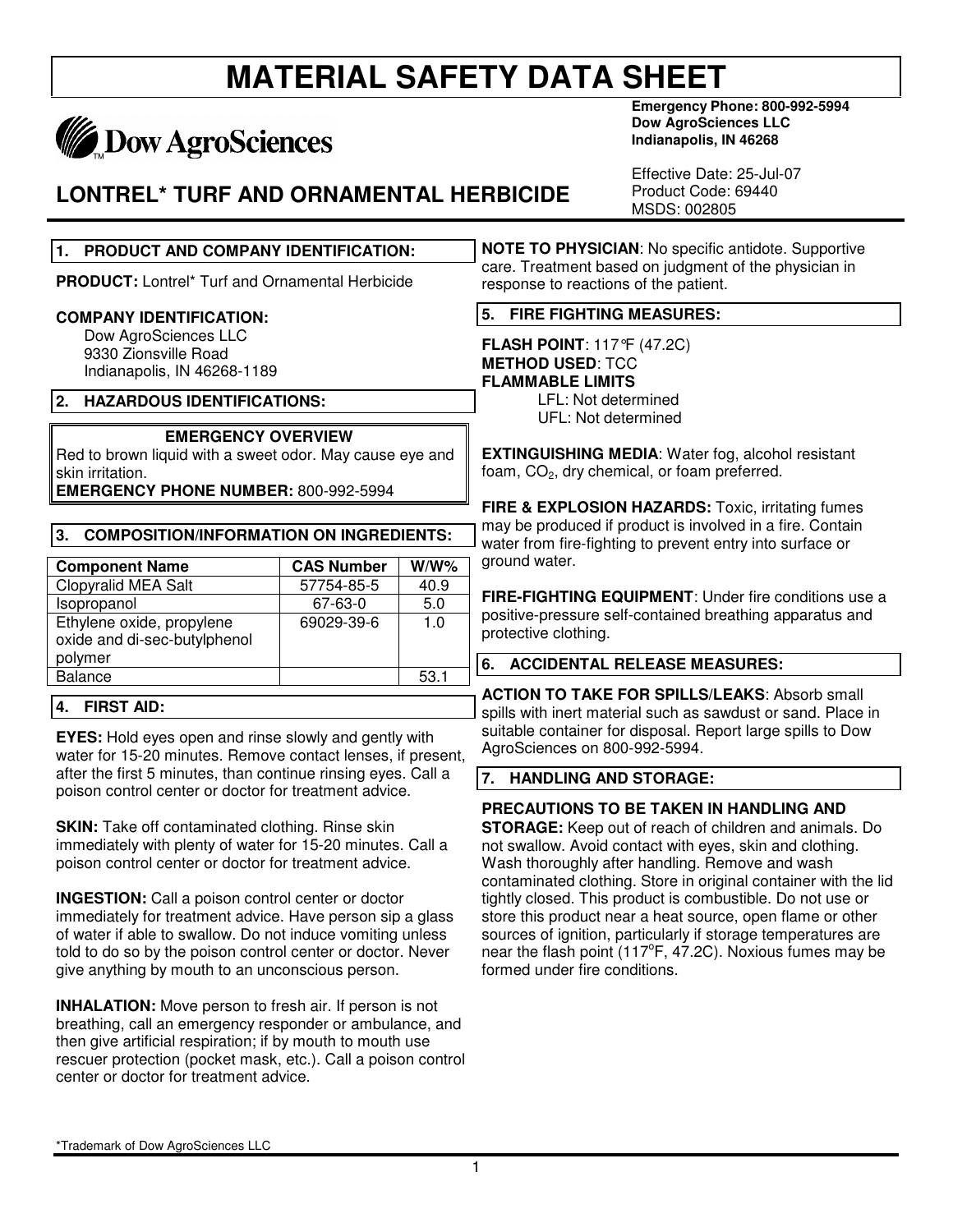# MATERIAL SAFETY DATA SHEET

Dow AgroSciences

**Emergency Phone: 800-992-5994**
**Dow AgroSciences LLC**
**Indianapolis, IN 46268**

## LONTREL* TURF AND ORNAMENTAL HERBICIDE

Effective Date: 25-Jul-07
Product Code: 69440
MSDS: 002805

### 1. PRODUCT AND COMPANY IDENTIFICATION:

**PRODUCT:** Lontrel* Turf and Ornamental Herbicide

**COMPANY IDENTIFICATION:**
Dow AgroSciences LLC
9330 Zionsville Road
Indianapolis, IN 46268-1189

### 2. HAZARDOUS IDENTIFICATIONS:

**EMERGENCY OVERVIEW**
Red to brown liquid with a sweet odor. May cause eye and skin irritation.
**EMERGENCY PHONE NUMBER:** 800-992-5994

### 3. COMPOSITION/INFORMATION ON INGREDIENTS:

| Component Name | CAS Number | W/W% |
|---|---|---|
| Clopyralid MEA Salt | 57754-85-5 | 40.9 |
| Isopropanol | 67-63-0 | 5.0 |
| Ethylene oxide, propylene oxide and di-sec-butylphenol polymer | 69029-39-6 | 1.0 |
| Balance | | 53.1 |

### 4. FIRST AID:

**EYES:** Hold eyes open and rinse slowly and gently with water for 15-20 minutes. Remove contact lenses, if present, after the first 5 minutes, than continue rinsing eyes. Call a poison control center or doctor for treatment advice.

**SKIN:** Take off contaminated clothing. Rinse skin immediately with plenty of water for 15-20 minutes. Call a poison control center or doctor for treatment advice.

**INGESTION:** Call a poison control center or doctor immediately for treatment advice. Have person sip a glass of water if able to swallow. Do not induce vomiting unless told to do so by the poison control center or doctor. Never give anything by mouth to an unconscious person.

**INHALATION:** Move person to fresh air. If person is not breathing, call an emergency responder or ambulance, and then give artificial respiration; if by mouth to mouth use rescuer protection (pocket mask, etc.). Call a poison control center or doctor for treatment advice.

**NOTE TO PHYSICIAN**: No specific antidote. Supportive care. Treatment based on judgment of the physician in response to reactions of the patient.

### 5. FIRE FIGHTING MEASURES:

**FLASH POINT**: 117°F (47.2C)
**METHOD USED**: TCC
**FLAMMABLE LIMITS**
LFL: Not determined
UFL: Not determined

**EXTINGUISHING MEDIA**: Water fog, alcohol resistant foam, $CO_2$, dry chemical, or foam preferred.

**FIRE & EXPLOSION HAZARDS:** Toxic, irritating fumes may be produced if product is involved in a fire. Contain water from fire-fighting to prevent entry into surface or ground water.

**FIRE-FIGHTING EQUIPMENT**: Under fire conditions use a positive-pressure self-contained breathing apparatus and protective clothing.

### 6. ACCIDENTAL RELEASE MEASURES:

**ACTION TO TAKE FOR SPILLS/LEAKS**: Absorb small spills with inert material such as sawdust or sand. Place in suitable container for disposal. Report large spills to Dow AgroSciences on 800-992-5994.

### 7. HANDLING AND STORAGE:

**PRECAUTIONS TO BE TAKEN IN HANDLING AND STORAGE:** Keep out of reach of children and animals. Do not swallow. Avoid contact with eyes, skin and clothing. Wash thoroughly after handling. Remove and wash contaminated clothing. Store in original container with the lid tightly closed. This product is combustible. Do not use or store this product near a heat source, open flame or other sources of ignition, particularly if storage temperatures are near the flash point (117°F, 47.2C). Noxious fumes may be formed under fire conditions.

*Trademark of Dow AgroSciences LLC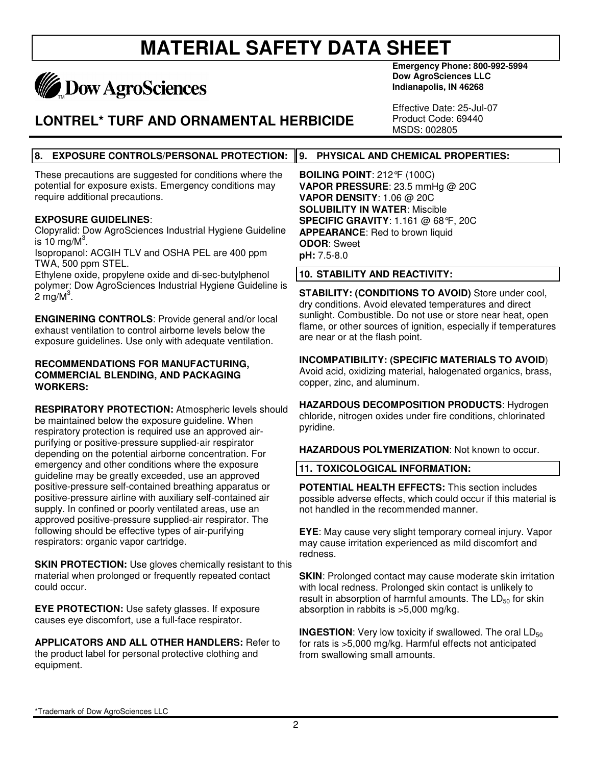# MATERIAL SAFETY DATA SHEET

Dow AgroSciences

**Emergency Phone: 800-992-5994**
**Dow AgroSciences LLC**
**Indianapolis, IN 46268**

## LONTREL* TURF AND ORNAMENTAL HERBICIDE

Effective Date: 25-Jul-07
Product Code: 69440
MSDS: 002805

## 8. EXPOSURE CONTROLS/PERSONAL PROTECTION:

These precautions are suggested for conditions where the potential for exposure exists. Emergency conditions may require additional precautions.

**EXPOSURE GUIDELINES**:
Clopyralid: Dow AgroSciences Industrial Hygiene Guideline is 10 mg/$M^3$.
Isopropanol: ACGIH TLV and OSHA PEL are 400 ppm TWA, 500 ppm STEL.
Ethylene oxide, propylene oxide and di-sec-butylphenol polymer: Dow AgroSciences Industrial Hygiene Guideline is 2 mg/$M^3$.

**ENGINERING CONTROLS**: Provide general and/or local exhaust ventilation to control airborne levels below the exposure guidelines. Use only with adequate ventilation.

**RECOMMENDATIONS FOR MANUFACTURING, COMMERCIAL BLENDING, AND PACKAGING WORKERS:**

**RESPIRATORY PROTECTION:** Atmospheric levels should be maintained below the exposure guideline. When respiratory protection is required use an approved air-purifying or positive-pressure supplied-air respirator depending on the potential airborne concentration. For emergency and other conditions where the exposure guideline may be greatly exceeded, use an approved positive-pressure self-contained breathing apparatus or positive-pressure airline with auxiliary self-contained air supply. In confined or poorly ventilated areas, use an approved positive-pressure supplied-air respirator. The following should be effective types of air-purifying respirators: organic vapor cartridge.

**SKIN PROTECTION:** Use gloves chemically resistant to this material when prolonged or frequently repeated contact could occur.

**EYE PROTECTION:** Use safety glasses. If exposure causes eye discomfort, use a full-face respirator.

**APPLICATORS AND ALL OTHER HANDLERS:** Refer to the product label for personal protective clothing and equipment.

## 9. PHYSICAL AND CHEMICAL PROPERTIES:

**BOILING POINT**: 212°F (100C)
**VAPOR PRESSURE**: 23.5 mmHg @ 20C
**VAPOR DENSITY**: 1.06 @ 20C
**SOLUBILITY IN WATER**: Miscible
**SPECIFIC GRAVITY**: 1.161 @ 68°F, 20C
**APPEARANCE**: Red to brown liquid
**ODOR**: Sweet
**pH:** 7.5-8.0

## 10. STABILITY AND REACTIVITY:

**STABILITY: (CONDITIONS TO AVOID)** Store under cool, dry conditions. Avoid elevated temperatures and direct sunlight. Combustible. Do not use or store near heat, open flame, or other sources of ignition, especially if temperatures are near or at the flash point.

**INCOMPATIBILITY: (SPECIFIC MATERIALS TO AVOID)** Avoid acid, oxidizing material, halogenated organics, brass, copper, zinc, and aluminum.

**HAZARDOUS DECOMPOSITION PRODUCTS**: Hydrogen chloride, nitrogen oxides under fire conditions, chlorinated pyridine.

**HAZARDOUS POLYMERIZATION**: Not known to occur.

## 11. TOXICOLOGICAL INFORMATION:

**POTENTIAL HEALTH EFFECTS:** This section includes possible adverse effects, which could occur if this material is not handled in the recommended manner.

**EYE**: May cause very slight temporary corneal injury. Vapor may cause irritation experienced as mild discomfort and redness.

**SKIN**: Prolonged contact may cause moderate skin irritation with local redness. Prolonged skin contact is unlikely to result in absorption of harmful amounts. The $LD_{50}$ for skin absorption in rabbits is >5,000 mg/kg.

**INGESTION**: Very low toxicity if swallowed. The oral $LD_{50}$ for rats is >5,000 mg/kg. Harmful effects not anticipated from swallowing small amounts.

*Trademark of Dow AgroSciences LLC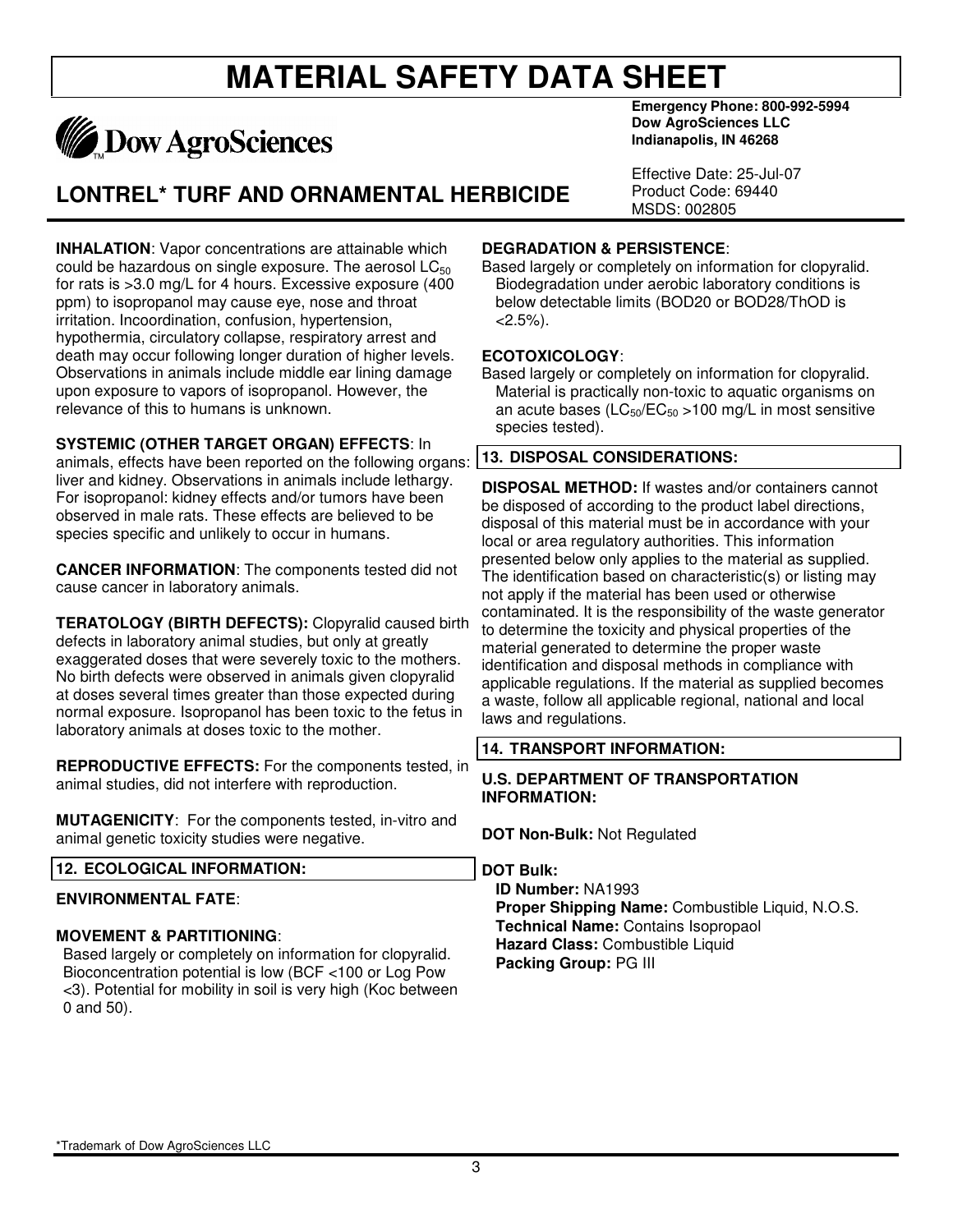**INHALATION**: Vapor concentrations are attainable which could be hazardous on single exposure. The aerosol $LC_{50}$ for rats is >3.0 mg/L for 4 hours. Excessive exposure (400 ppm) to isopropanol may cause eye, nose and throat irritation. Incoordination, confusion, hypertension, hypothermia, circulatory collapse, respiratory arrest and death may occur following longer duration of higher levels. Observations in animals include middle ear lining damage upon exposure to vapors of isopropanol. However, the relevance of this to humans is unknown.

**SYSTEMIC (OTHER TARGET ORGAN) EFFECTS**: In animals, effects have been reported on the following organs: liver and kidney. Observations in animals include lethargy. For isopropanol: kidney effects and/or tumors have been observed in male rats. These effects are believed to be species specific and unlikely to occur in humans.

**CANCER INFORMATION**: The components tested did not cause cancer in laboratory animals.

**TERATOLOGY (BIRTH DEFECTS):** Clopyralid caused birth defects in laboratory animal studies, but only at greatly exaggerated doses that were severely toxic to the mothers. No birth defects were observed in animals given clopyralid at doses several times greater than those expected during normal exposure. Isopropanol has been toxic to the fetus in laboratory animals at doses toxic to the mother.

**REPRODUCTIVE EFFECTS:** For the components tested, in animal studies, did not interfere with reproduction.

**MUTAGENICITY**: For the components tested, in-vitro and animal genetic toxicity studies were negative.

## 12. ECOLOGICAL INFORMATION:

**ENVIRONMENTAL FATE**:

**MOVEMENT & PARTITIONING**:

Based largely or completely on information for clopyralid. Bioconcentration potential is low (BCF <100 or Log Pow <3). Potential for mobility in soil is very high (Koc between 0 and 50).

**DEGRADATION & PERSISTENCE**:

Based largely or completely on information for clopyralid. Biodegradation under aerobic laboratory conditions is below detectable limits (BOD20 or BOD28/ThOD is <2.5%).

**ECOTOXICOLOGY**:

Based largely or completely on information for clopyralid. Material is practically non-toxic to aquatic organisms on an acute bases ($LC_{50}$/$EC_{50}$ >100 mg/L in most sensitive species tested).

## 13. DISPOSAL CONSIDERATIONS:

**DISPOSAL METHOD:** If wastes and/or containers cannot be disposed of according to the product label directions, disposal of this material must be in accordance with your local or area regulatory authorities. This information presented below only applies to the material as supplied. The identification based on characteristic(s) or listing may not apply if the material has been used or otherwise contaminated. It is the responsibility of the waste generator to determine the toxicity and physical properties of the material generated to determine the proper waste identification and disposal methods in compliance with applicable regulations. If the material as supplied becomes a waste, follow all applicable regional, national and local laws and regulations.

## 14. TRANSPORT INFORMATION:

**U.S. DEPARTMENT OF TRANSPORTATION INFORMATION:**

**DOT Non-Bulk:** Not Regulated

**DOT Bulk:**

**ID Number:** NA1993
**Proper Shipping Name:** Combustible Liquid, N.O.S.
**Technical Name:** Contains Isopropaol
**Hazard Class:** Combustible Liquid
**Packing Group:** PG III

*Trademark of Dow AgroSciences LLC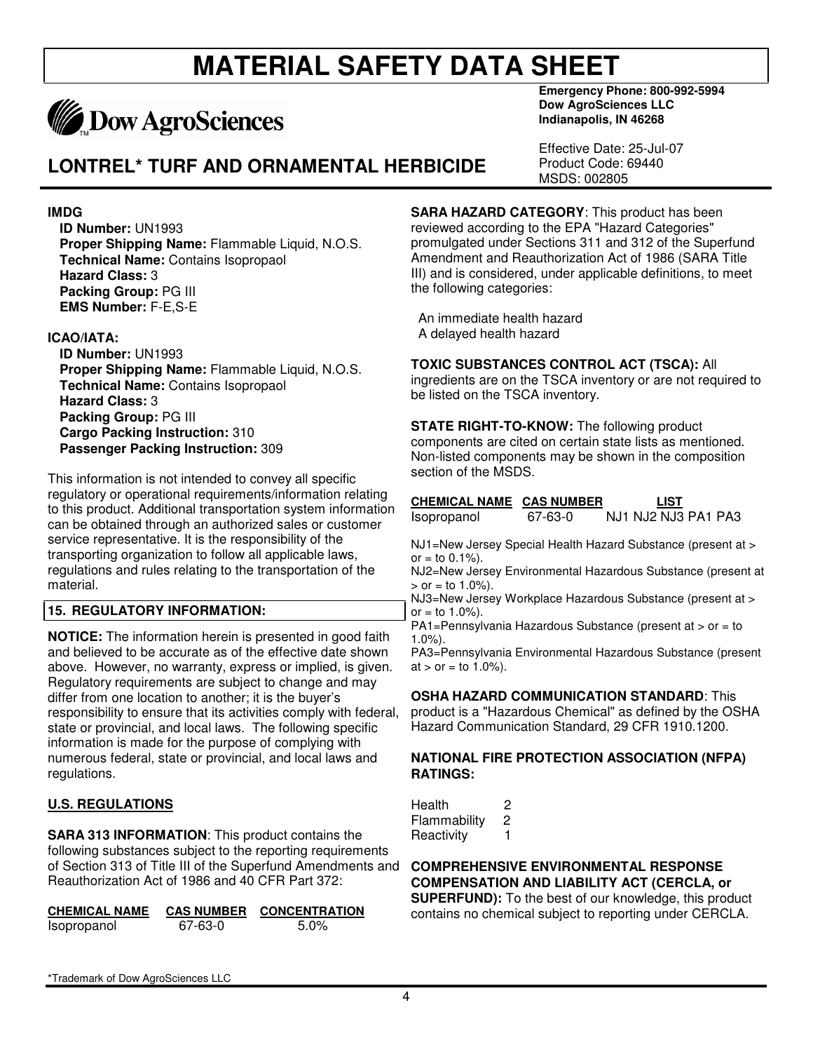# MATERIAL SAFETY DATA SHEET

**Emergency Phone: 800-992-5994**
**Dow AgroSciences LLC**
**Indianapolis, IN 46268**

## LONTREL* TURF AND ORNAMENTAL HERBICIDE

Effective Date: 25-Jul-07
Product Code: 69440
MSDS: 002805

**IMDG**

**ID Number:** UN1993
**Proper Shipping Name:** Flammable Liquid, N.O.S.
**Technical Name:** Contains Isopropaol
**Hazard Class:** 3
**Packing Group:** PG III
**EMS Number:** F-E,S-E

**ICAO/IATA:**

**ID Number:** UN1993
**Proper Shipping Name:** Flammable Liquid, N.O.S.
**Technical Name:** Contains Isopropaol
**Hazard Class:** 3
**Packing Group:** PG III
**Cargo Packing Instruction:** 310
**Passenger Packing Instruction:** 309

This information is not intended to convey all specific regulatory or operational requirements/information relating to this product. Additional transportation system information can be obtained through an authorized sales or customer service representative. It is the responsibility of the transporting organization to follow all applicable laws, regulations and rules relating to the transportation of the material.

## 15. REGULATORY INFORMATION:

**NOTICE:** The information herein is presented in good faith and believed to be accurate as of the effective date shown above. However, no warranty, express or implied, is given. Regulatory requirements are subject to change and may differ from one location to another; it is the buyer's responsibility to ensure that its activities comply with federal, state or provincial, and local laws. The following specific information is made for the purpose of complying with numerous federal, state or provincial, and local laws and regulations.

### U.S. REGULATIONS

**SARA 313 INFORMATION**: This product contains the following substances subject to the reporting requirements of Section 313 of Title III of the Superfund Amendments and Reauthorization Act of 1986 and 40 CFR Part 372:

| CHEMICAL NAME | CAS NUMBER | CONCENTRATION |
|---|---|---|
| Isopropanol | 67-63-0 | 5.0% |

**SARA HAZARD CATEGORY**: This product has been reviewed according to the EPA "Hazard Categories" promulgated under Sections 311 and 312 of the Superfund Amendment and Reauthorization Act of 1986 (SARA Title III) and is considered, under applicable definitions, to meet the following categories:

An immediate health hazard
A delayed health hazard

**TOXIC SUBSTANCES CONTROL ACT (TSCA):** All ingredients are on the TSCA inventory or are not required to be listed on the TSCA inventory.

**STATE RIGHT-TO-KNOW:** The following product components are cited on certain state lists as mentioned. Non-listed components may be shown in the composition section of the MSDS.

| CHEMICAL NAME | CAS NUMBER | LIST |
|---|---|---|
| Isopropanol | 67-63-0 | NJ1 NJ2 NJ3 PA1 PA3 |

NJ1=New Jersey Special Health Hazard Substance (present at > or = to 0.1%).
NJ2=New Jersey Environmental Hazardous Substance (present at > or = to 1.0%).
NJ3=New Jersey Workplace Hazardous Substance (present at > or = to 1.0%).
PA1=Pennsylvania Hazardous Substance (present at > or = to 1.0%).
PA3=Pennsylvania Environmental Hazardous Substance (present at > or = to 1.0%).

**OSHA HAZARD COMMUNICATION STANDARD**: This product is a "Hazardous Chemical" as defined by the OSHA Hazard Communication Standard, 29 CFR 1910.1200.

**NATIONAL FIRE PROTECTION ASSOCIATION (NFPA) RATINGS:**

| | |
|---|---|
| Health | 2 |
| Flammability | 2 |
| Reactivity | 1 |

**COMPREHENSIVE ENVIRONMENTAL RESPONSE COMPENSATION AND LIABILITY ACT (CERCLA, or SUPERFUND):** To the best of our knowledge, this product contains no chemical subject to reporting under CERCLA.

*Trademark of Dow AgroSciences LLC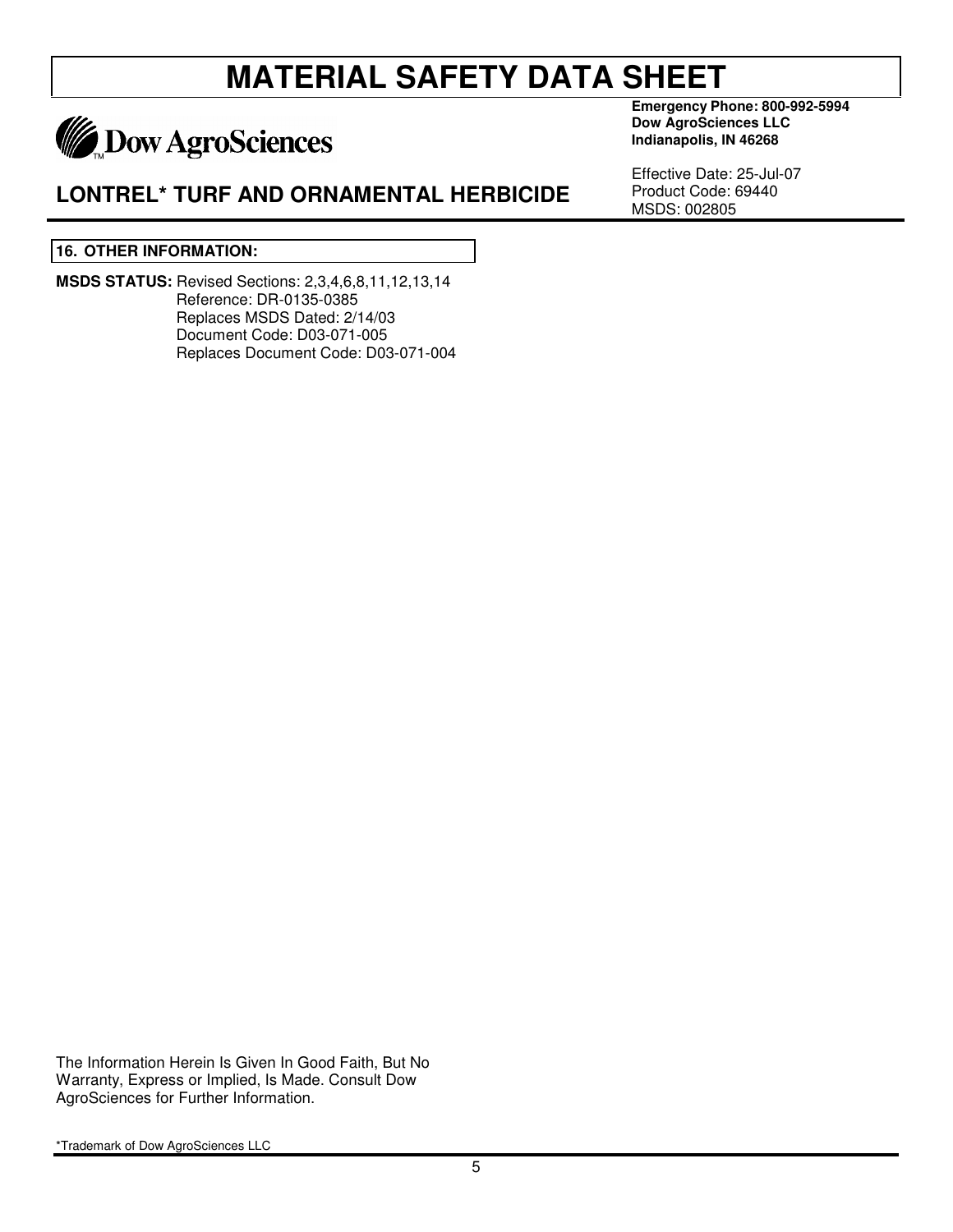## 16. OTHER INFORMATION:

**MSDS STATUS:** Revised Sections: 2,3,4,6,8,11,12,13,14
Reference: DR-0135-0385
Replaces MSDS Dated: 2/14/03
Document Code: D03-071-005
Replaces Document Code: D03-071-004

The Information Herein Is Given In Good Faith, But No Warranty, Express or Implied, Is Made. Consult Dow AgroSciences for Further Information.

*Trademark of Dow AgroSciences LLC